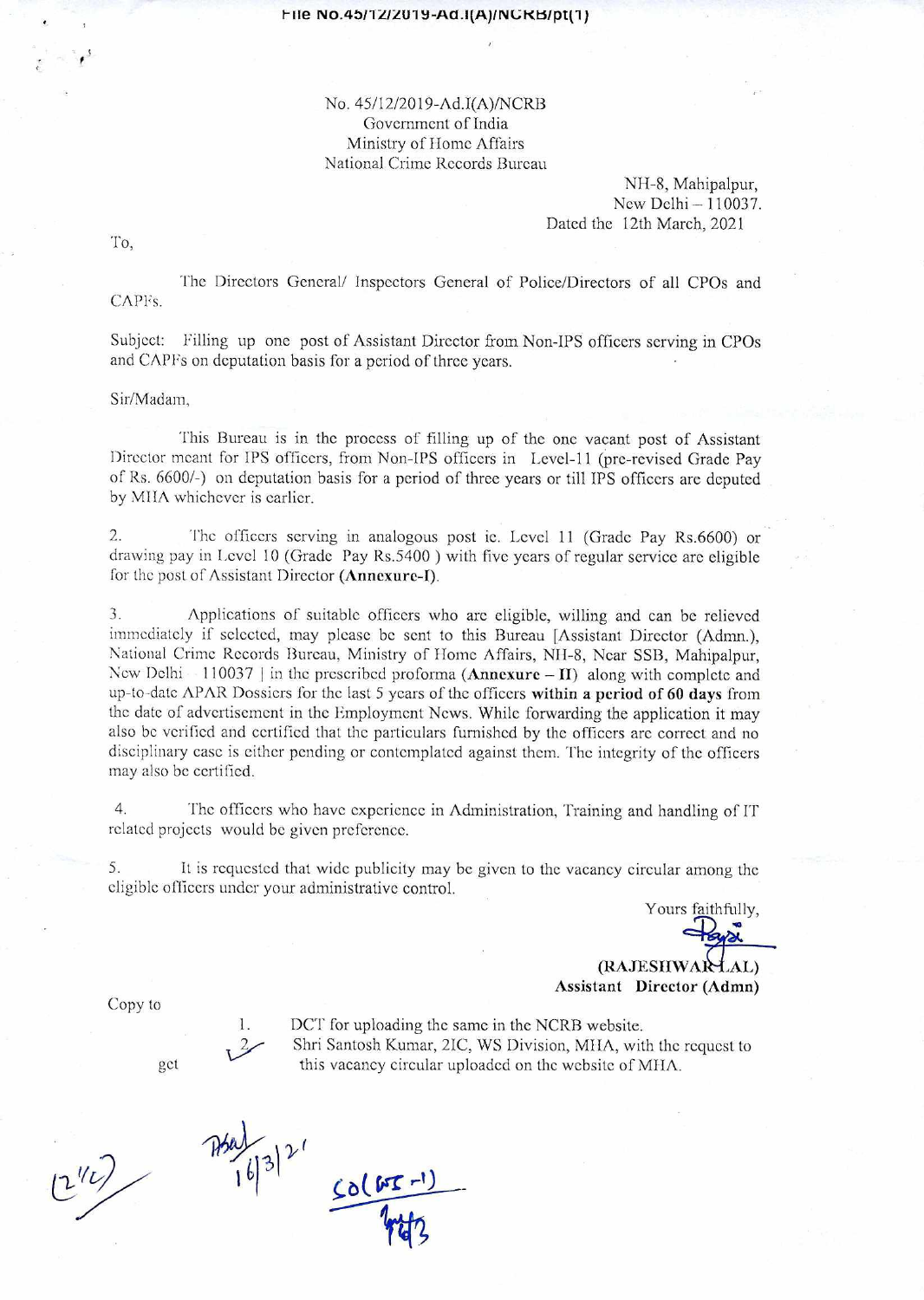File No.45/12/2019-Ad.I(A)/NCRB/pt(1)

No. 45/12/2019-Ad.I(A)/NCRB
Government of India
Ministry of Home Affairs
National Crime Records Bureau

NH-8, Mahipalpur,
New Delhi – 110037.
Dated the 12th March, 2021

To,

The Directors General/ Inspectors General of Police/Directors of all CPOs and CAPFs.

Subject: Filling up one post of Assistant Director from Non-IPS officers serving in CPOs and CAPFs on deputation basis for a period of three years.

Sir/Madam,

This Bureau is in the process of filling up of the one vacant post of Assistant Director meant for IPS officers, from Non-IPS officers in Level-11 (pre-revised Grade Pay of Rs. 6600/-) on deputation basis for a period of three years or till IPS officers are deputed by MHA whichever is earlier.

2. The officers serving in analogous post ie. Level 11 (Grade Pay Rs.6600) or drawing pay in Level 10 (Grade Pay Rs.5400 ) with five years of regular service are eligible for the post of Assistant Director **(Annexure-I)**.

3. Applications of suitable officers who are eligible, willing and can be relieved immediately if selected, may please be sent to this Bureau [Assistant Director (Admn.), National Crime Records Bureau, Ministry of Home Affairs, NH-8, Near SSB, Mahipalpur, New Delhi 110037 ] in the prescribed proforma **(Annexure – II)** along with complete and up-to-date APAR Dossiers for the last 5 years of the officers **within a period of 60 days** from the date of advertisement in the Employment News. While forwarding the application it may also be verified and certified that the particulars furnished by the officers are correct and no disciplinary case is either pending or contemplated against them. The integrity of the officers may also be certified.

4. The officers who have experience in Administration, Training and handling of IT related projects would be given preference.

5. It is requested that wide publicity may be given to the vacancy circular among the eligible officers under your administrative control.

Yours faithfully,

**(RAJESHWAR LAL)**
**Assistant Director (Admn)**

Copy to

1. DCT for uploading the same in the NCRB website.
2. Shri Santosh Kumar, 2IC, WS Division, MHA, with the request to get this vacancy circular uploaded on the website of MHA.

16/3/21

SO(WS-I)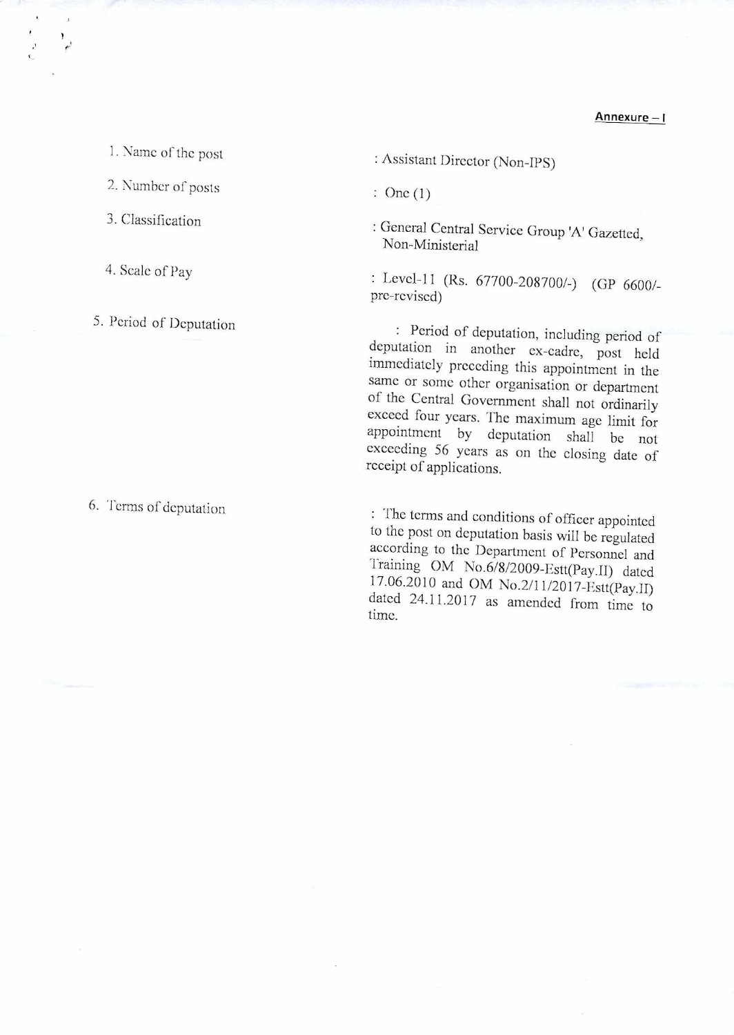**Annexure – I**

| | |
|---|---|
| 1. Name of the post | : Assistant Director (Non-IPS) |
| 2. Number of posts | : One (1) |
| 3. Classification | : General Central Service Group 'A' Gazetted, Non-Ministerial |
| 4. Scale of Pay | : Level-11 (Rs. 67700-208700/-) (GP 6600/- pre-revised) |
| 5. Period of Deputation | : Period of deputation, including period of deputation in another ex-cadre, post held immediately preceding this appointment in the same or some other organisation or department of the Central Government shall not ordinarily exceed four years. The maximum age limit for appointment by deputation shall be not exceeding 56 years as on the closing date of receipt of applications. |
| 6. Terms of deputation | : The terms and conditions of officer appointed to the post on deputation basis will be regulated according to the Department of Personnel and Training OM No.6/8/2009-Estt(Pay.II) dated 17.06.2010 and OM No.2/11/2017-Estt(Pay.II) dated 24.11.2017 as amended from time to time. |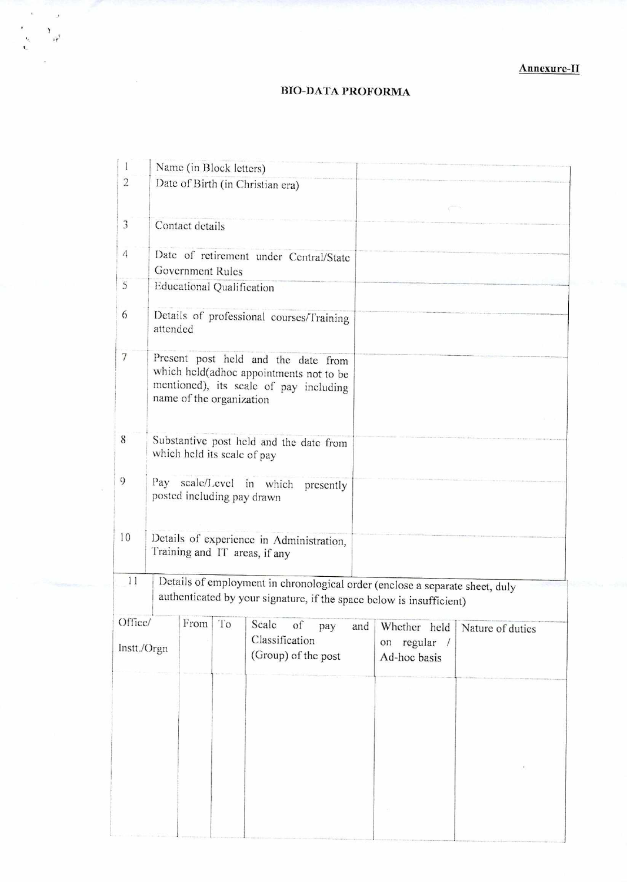Annexure-II

# BIO-DATA PROFORMA

| | | |
|---|---|---|
| 1 | Name (in Block letters) | |
| 2 | Date of Birth (in Christian era) | |
| 3 | Contact details | |
| 4 | Date of retirement under Central/State Government Rules | |
| 5 | Educational Qualification | |
| 6 | Details of professional courses/Training attended | |
| 7 | Present post held and the date from which held(adhoc appointments not to be mentioned), its scale of pay including name of the organization | |
| 8 | Substantive post held and the date from which held its scale of pay | |
| 9 | Pay scale/Level in which presently posted including pay drawn | |
| 10 | Details of experience in Administration, Training and IT areas, if any | |

11 Details of employment in chronological order (enclose a separate sheet, duly authenticated by your signature, if the space below is insufficient)

| Office/ Instt./Orgn | From | To | Scale of pay and Classification (Group) of the post | Whether held on regular / Ad-hoc basis | Nature of duties |
|---|---|---|---|---|---|
| | | | | | |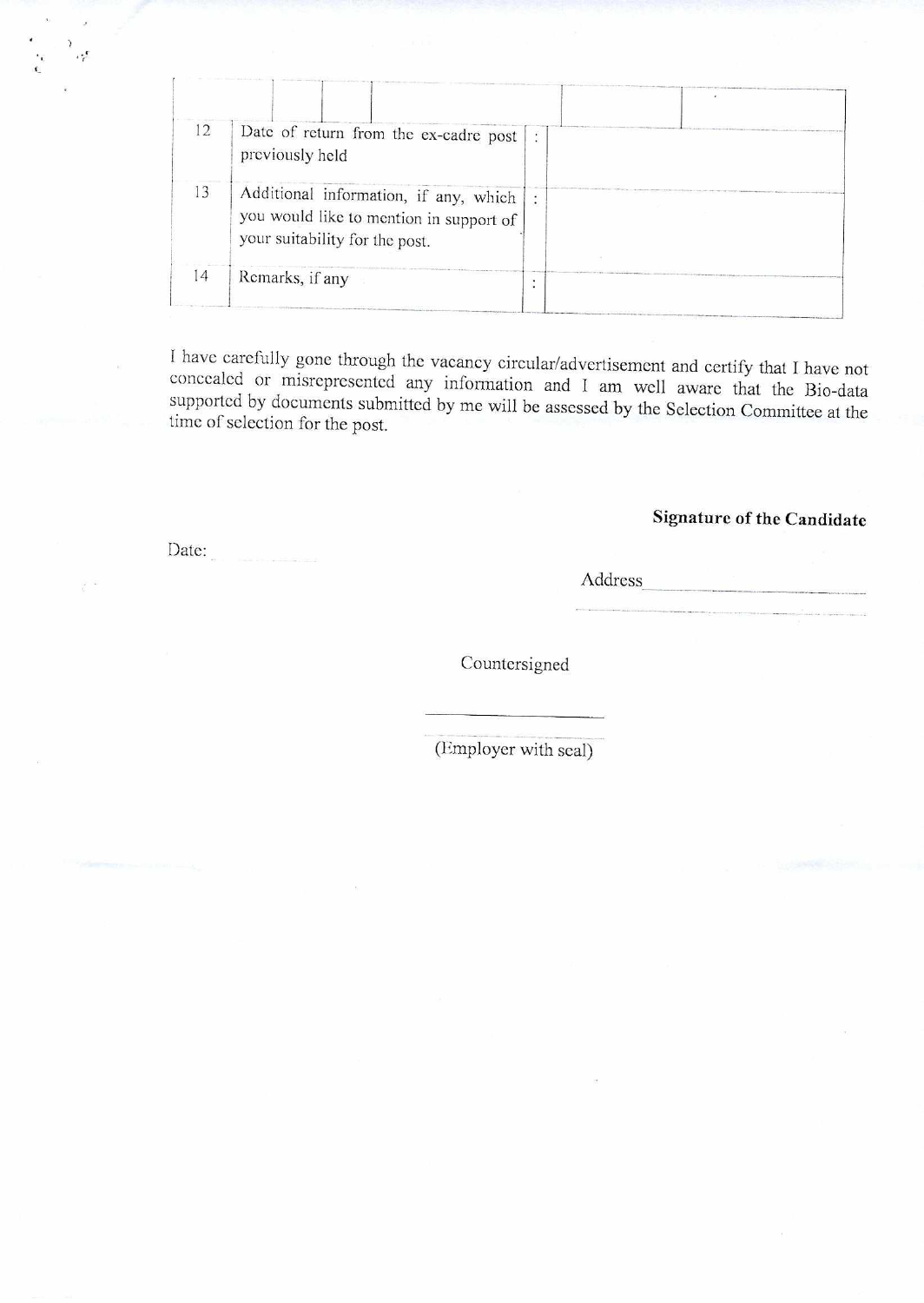| | | | | | | |
|---|---|---|---|---|---|---|
| | | | | | | |
| 12 | Date of return from the ex-cadre post previously held | : | | | | |
| 13 | Additional information, if any, which you would like to mention in support of your suitability for the post. | : | | | | |
| 14 | Remarks, if any | : | | | | |

I have carefully gone through the vacancy circular/advertisement and certify that I have not concealed or misrepresented any information and I am well aware that the Bio-data supported by documents submitted by me will be assessed by the Selection Committee at the time of selection for the post.

**Signature of the Candidate**

Date:

Address

Countersigned

(Employer with seal)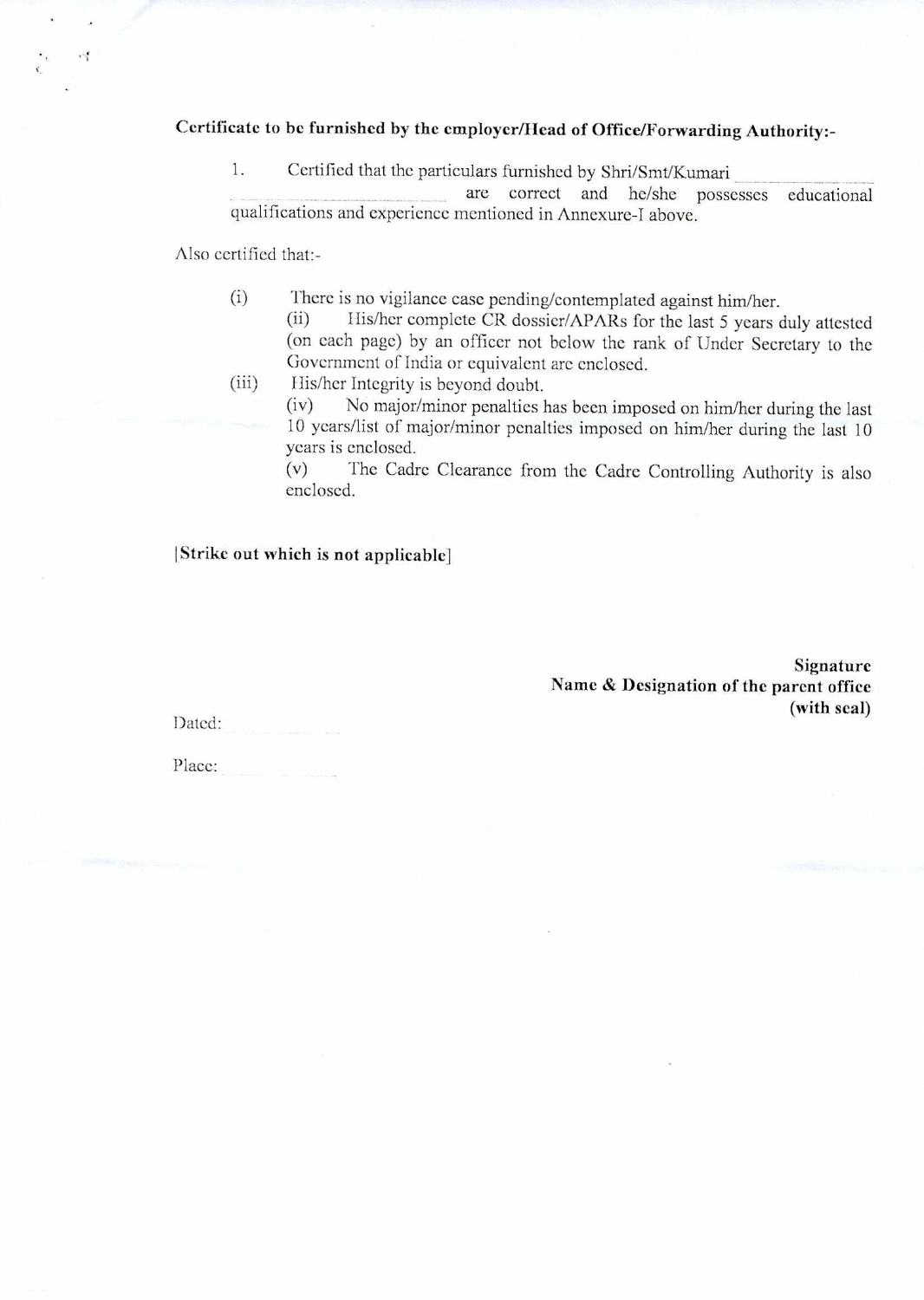**Certificate to be furnished by the employer/Head of Office/Forwarding Authority:-**

1. Certified that the particulars furnished by Shri/Smt/Kumari ______________________________ are correct and he/she possesses educational qualifications and experience mentioned in Annexure-I above.

Also certified that:-

(i) There is no vigilance case pending/contemplated against him/her.

(ii) His/her complete CR dossier/APARs for the last 5 years duly attested (on each page) by an officer not below the rank of Under Secretary to the Government of India or equivalent are enclosed.

(iii) His/her Integrity is beyond doubt.

(iv) No major/minor penalties has been imposed on him/her during the last 10 years/list of major/minor penalties imposed on him/her during the last 10 years is enclosed.

(v) The Cadre Clearance from the Cadre Controlling Authority is also enclosed.

**[Strike out which is not applicable]**

**Signature**
**Name & Designation of the parent office**
**(with seal)**

Dated: __________

Place: __________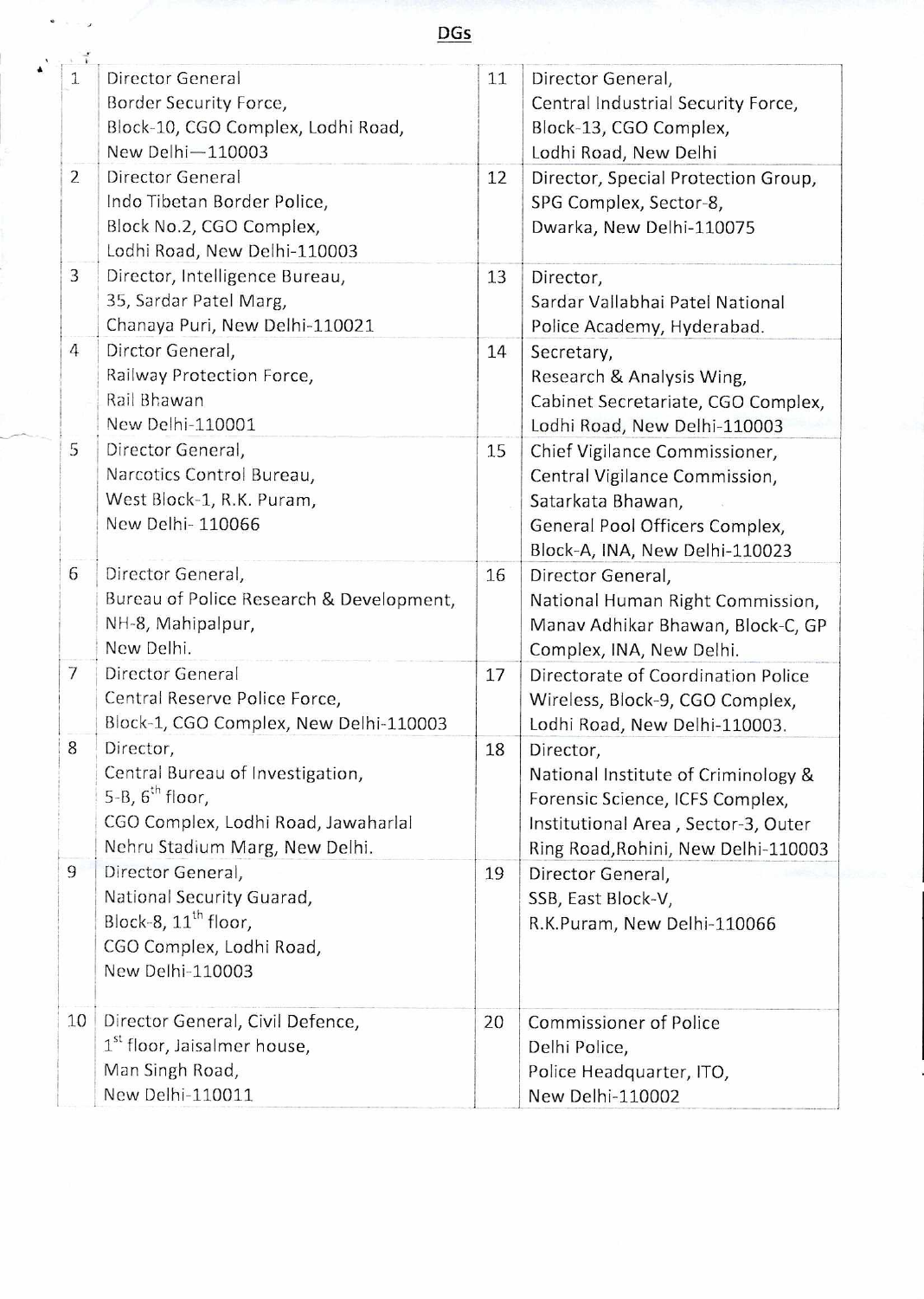## DGs

| | | | |
|---|---|---|---|
| 1 | Director General<br>Border Security Force,<br>Block-10, CGO Complex, Lodhi Road,<br>New Delhi—110003 | 11 | Director General,<br>Central Industrial Security Force,<br>Block-13, CGO Complex,<br>Lodhi Road, New Delhi |
| 2 | Director General<br>Indo Tibetan Border Police,<br>Block No.2, CGO Complex,<br>Lodhi Road, New Delhi-110003 | 12 | Director, Special Protection Group,<br>SPG Complex, Sector-8,<br>Dwarka, New Delhi-110075 |
| 3 | Director, Intelligence Bureau,<br>35, Sardar Patel Marg,<br>Chanaya Puri, New Delhi-110021 | 13 | Director,<br>Sardar Vallabhai Patel National<br>Police Academy, Hyderabad. |
| 4 | Dirctor General,<br>Railway Protection Force,<br>Rail Bhawan<br>New Delhi-110001 | 14 | Secretary,<br>Research & Analysis Wing,<br>Cabinet Secretariate, CGO Complex,<br>Lodhi Road, New Delhi-110003 |
| 5 | Director General,<br>Narcotics Control Bureau,<br>West Block-1, R.K. Puram,<br>New Delhi- 110066 | 15 | Chief Vigilance Commissioner,<br>Central Vigilance Commission,<br>Satarkata Bhawan,<br>General Pool Officers Complex,<br>Block-A, INA, New Delhi-110023 |
| 6 | Director General,<br>Bureau of Police Research & Development,<br>NH-8, Mahipalpur,<br>New Delhi. | 16 | Director General,<br>National Human Right Commission,<br>Manav Adhikar Bhawan, Block-C, GP<br>Complex, INA, New Delhi. |
| 7 | Director General<br>Central Reserve Police Force,<br>Block-1, CGO Complex, New Delhi-110003 | 17 | Directorate of Coordination Police<br>Wireless, Block-9, CGO Complex,<br>Lodhi Road, New Delhi-110003. |
| 8 | Director,<br>Central Bureau of Investigation,<br>5-B, 6th floor,<br>CGO Complex, Lodhi Road, Jawaharlal<br>Nehru Stadium Marg, New Delhi. | 18 | Director,<br>National Institute of Criminology &<br>Forensic Science, ICFS Complex,<br>Institutional Area , Sector-3, Outer<br>Ring Road,Rohini, New Delhi-110003 |
| 9 | Director General,<br>National Security Guarad,<br>Block-8, 11th floor,<br>CGO Complex, Lodhi Road,<br>New Delhi-110003 | 19 | Director General,<br>SSB, East Block-V,<br>R.K.Puram, New Delhi-110066 |
| 10 | Director General, Civil Defence,<br>1st floor, Jaisalmer house,<br>Man Singh Road,<br>New Delhi-110011 | 20 | Commissioner of Police<br>Delhi Police,<br>Police Headquarter, ITO,<br>New Delhi-110002 |